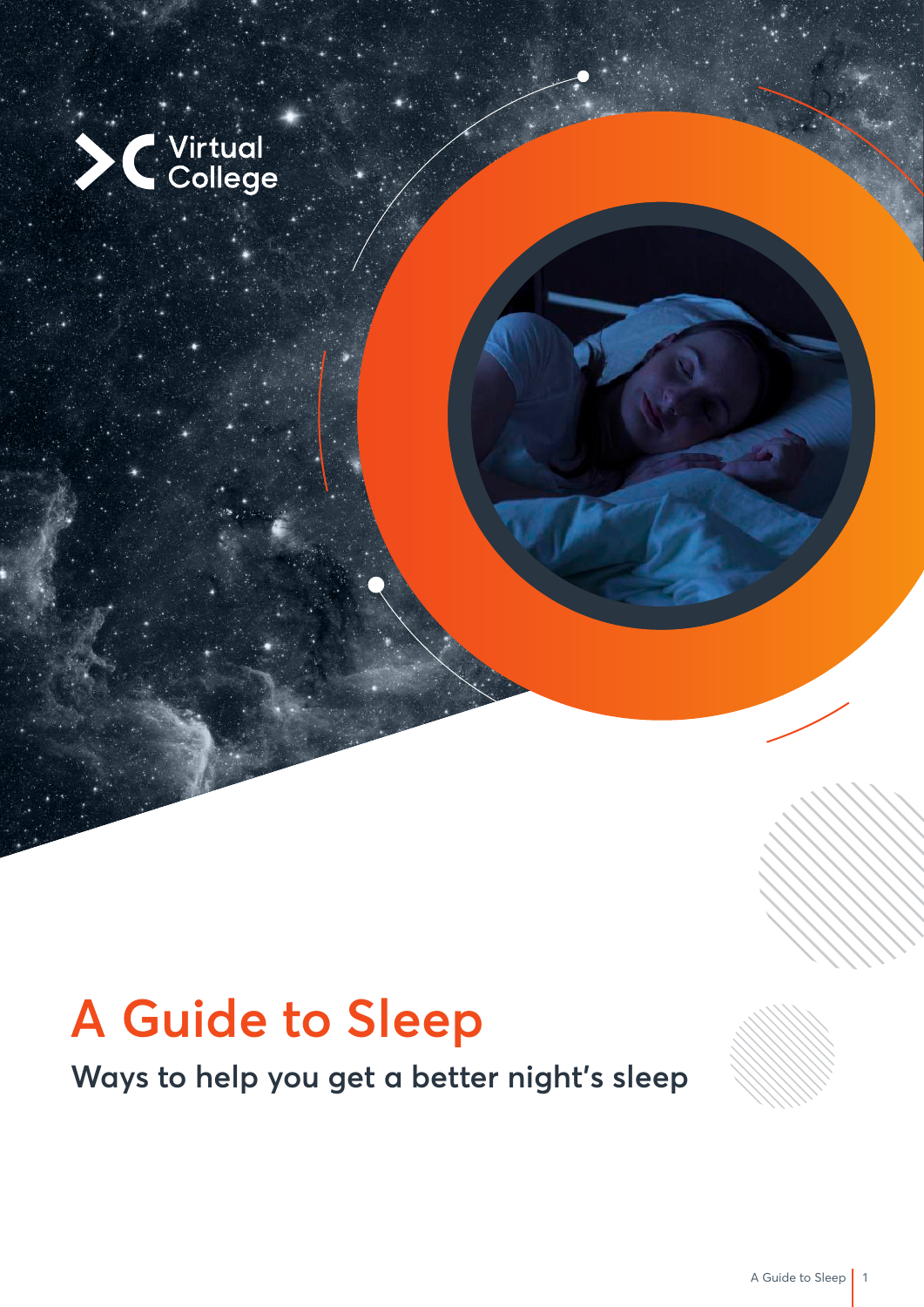Virtual College

# A Guide to Sleep

## Ways to help you get a better night's sleep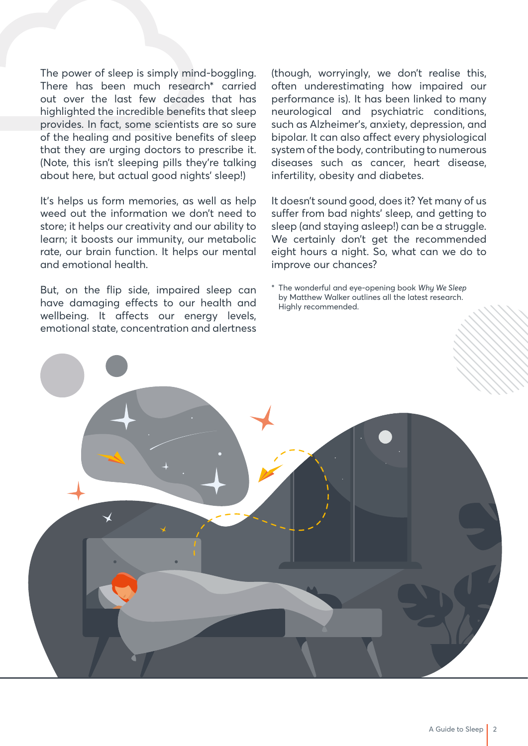The power of sleep is simply mind-boggling. There has been much research* carried out over the last few decades that has highlighted the incredible benefits that sleep provides. In fact, some scientists are so sure of the healing and positive benefits of sleep that they are urging doctors to prescribe it. (Note, this isn't sleeping pills they're talking about here, but actual good nights' sleep!)

It's helps us form memories, as well as help weed out the information we don't need to store; it helps our creativity and our ability to learn; it boosts our immunity, our metabolic rate, our brain function. It helps our mental and emotional health.

But, on the flip side, impaired sleep can have damaging effects to our health and wellbeing. It affects our energy levels, emotional state, concentration and alertness (though, worryingly, we don't realise this, often underestimating how impaired our performance is). It has been linked to many neurological and psychiatric conditions, such as Alzheimer's, anxiety, depression, and bipolar. It can also affect every physiological system of the body, contributing to numerous diseases such as cancer, heart disease, infertility, obesity and diabetes.

It doesn't sound good, does it? Yet many of us suffer from bad nights' sleep, and getting to sleep (and staying asleep!) can be a struggle. We certainly don't get the recommended eight hours a night. So, what can we do to improve our chances?

\* The wonderful and eye-opening book *Why We Sleep* by Matthew Walker outlines all the latest research. Highly recommended.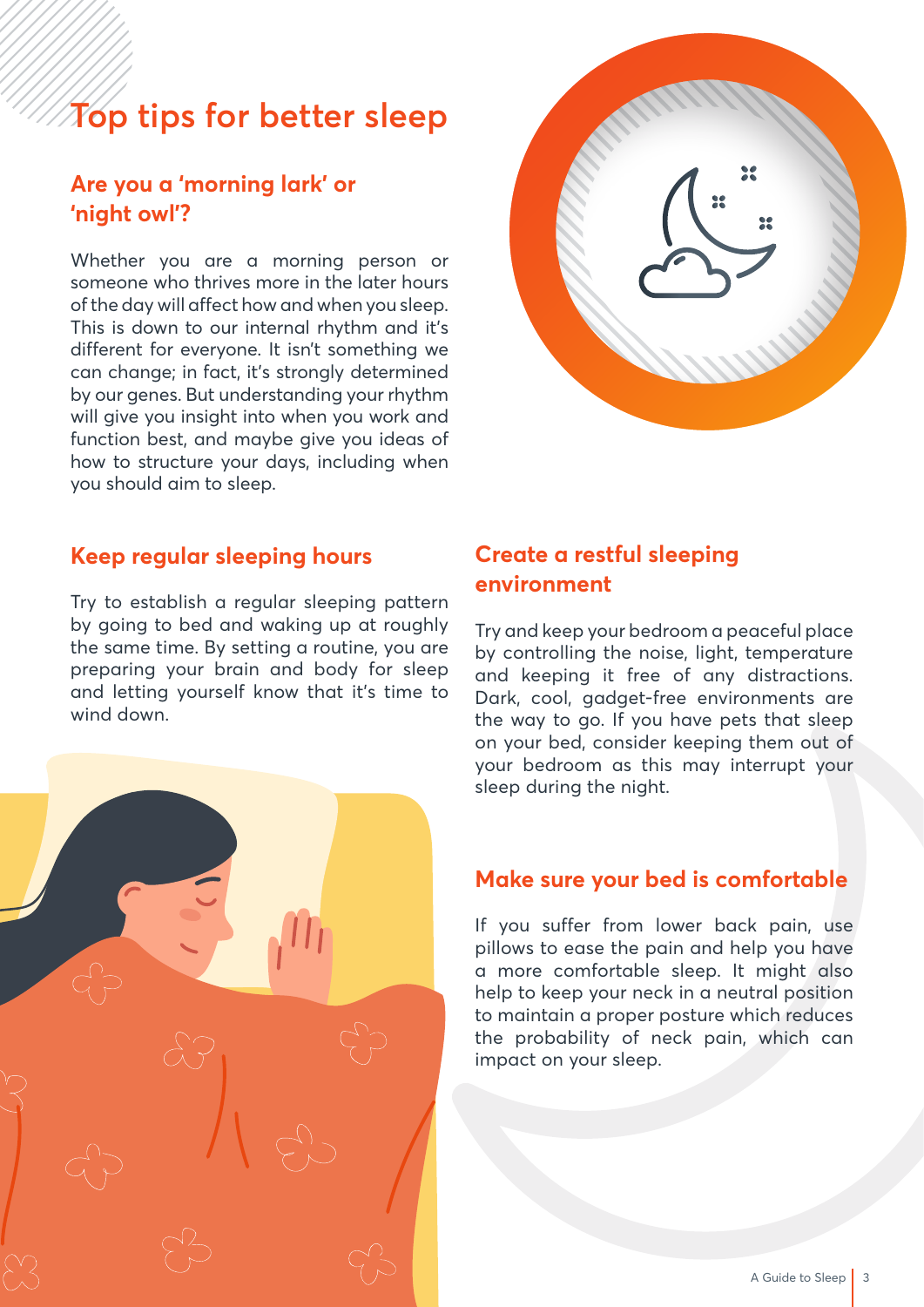# Top tips for better sleep

## Are you a 'morning lark' or 'night owl'?

Whether you are a morning person or someone who thrives more in the later hours of the day will affect how and when you sleep. This is down to our internal rhythm and it's different for everyone. It isn't something we can change; in fact, it's strongly determined by our genes. But understanding your rhythm will give you insight into when you work and function best, and maybe give you ideas of how to structure your days, including when you should aim to sleep.

## Keep regular sleeping hours

Try to establish a regular sleeping pattern by going to bed and waking up at roughly the same time. By setting a routine, you are preparing your brain and body for sleep and letting yourself know that it's time to wind down.

## Create a restful sleeping environment

Try and keep your bedroom a peaceful place by controlling the noise, light, temperature and keeping it free of any distractions. Dark, cool, gadget-free environments are the way to go. If you have pets that sleep on your bed, consider keeping them out of your bedroom as this may interrupt your sleep during the night.

## Make sure your bed is comfortable

If you suffer from lower back pain, use pillows to ease the pain and help you have a more comfortable sleep. It might also help to keep your neck in a neutral position to maintain a proper posture which reduces the probability of neck pain, which can impact on your sleep.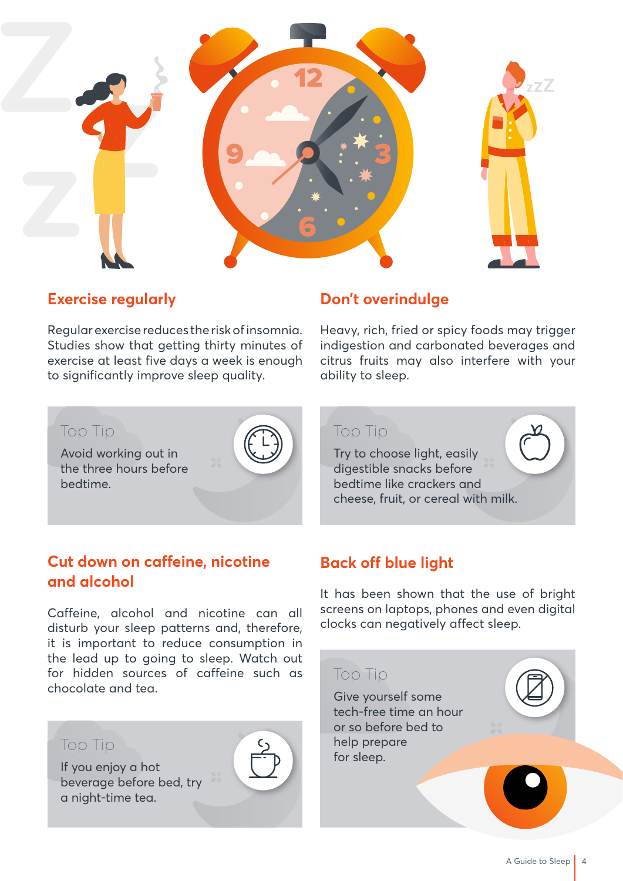## Exercise regularly

Regular exercise reduces the risk of insomnia. Studies show that getting thirty minutes of exercise at least five days a week is enough to significantly improve sleep quality.

### Top Tip

Avoid working out in the three hours before bedtime.

## Don't overindulge

Heavy, rich, fried or spicy foods may trigger indigestion and carbonated beverages and citrus fruits may also interfere with your ability to sleep.

### Top Tip

Try to choose light, easily digestible snacks before bedtime like crackers and cheese, fruit, or cereal with milk.

## Cut down on caffeine, nicotine and alcohol

Caffeine, alcohol and nicotine can all disturb your sleep patterns and, therefore, it is important to reduce consumption in the lead up to going to sleep. Watch out for hidden sources of caffeine such as chocolate and tea.

### Top Tip

If you enjoy a hot beverage before bed, try a night-time tea.

## Back off blue light

It has been shown that the use of bright screens on laptops, phones and even digital clocks can negatively affect sleep.

### Top Tip

Give yourself some tech-free time an hour or so before bed to help prepare for sleep.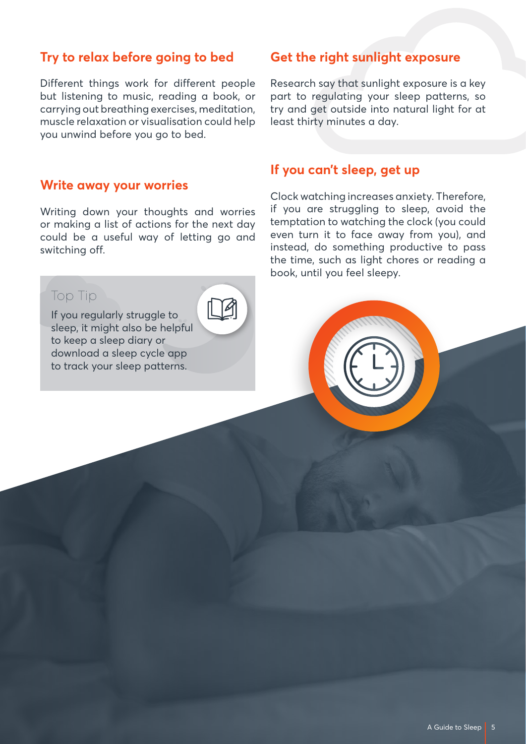## Try to relax before going to bed

Different things work for different people but listening to music, reading a book, or carrying out breathing exercises, meditation, muscle relaxation or visualisation could help you unwind before you go to bed.

## Write away your worries

Writing down your thoughts and worries or making a list of actions for the next day could be a useful way of letting go and switching off.

> **Top Tip**
>
> If you regularly struggle to sleep, it might also be helpful to keep a sleep diary or download a sleep cycle app to track your sleep patterns.

## Get the right sunlight exposure

Research say that sunlight exposure is a key part to regulating your sleep patterns, so try and get outside into natural light for at least thirty minutes a day.

## If you can't sleep, get up

Clock watching increases anxiety. Therefore, if you are struggling to sleep, avoid the temptation to watching the clock (you could even turn it to face away from you), and instead, do something productive to pass the time, such as light chores or reading a book, until you feel sleepy.